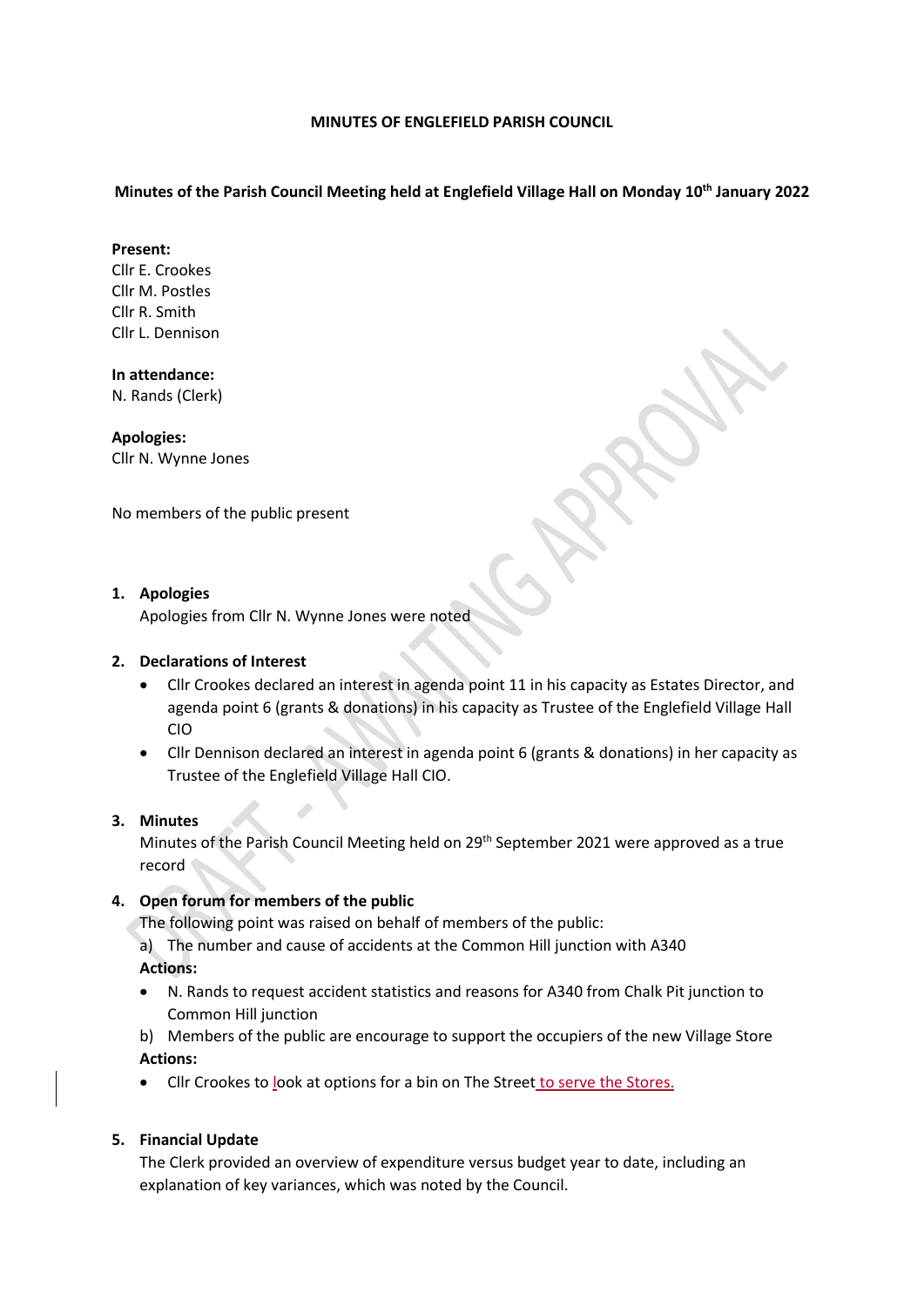**MINUTES OF ENGLEFIELD PARISH COUNCIL**

**Minutes of the Parish Council Meeting held at Englefield Village Hall on Monday 10th January 2022**

**Present:**
Cllr E. Crookes
Cllr M. Postles
Cllr R. Smith
Cllr L. Dennison

**In attendance:**
N. Rands (Clerk)

**Apologies:**
Cllr N. Wynne Jones

No members of the public present

1. **Apologies**
   Apologies from Cllr N. Wynne Jones were noted

2. **Declarations of Interest**
   - Cllr Crookes declared an interest in agenda point 11 in his capacity as Estates Director, and agenda point 6 (grants & donations) in his capacity as Trustee of the Englefield Village Hall CIO
   - Cllr Dennison declared an interest in agenda point 6 (grants & donations) in her capacity as Trustee of the Englefield Village Hall CIO.

3. **Minutes**
   Minutes of the Parish Council Meeting held on 29th September 2021 were approved as a true record

4. **Open forum for members of the public**
   The following point was raised on behalf of members of the public:
   a) The number and cause of accidents at the Common Hill junction with A340
   **Actions:**
   - N. Rands to request accident statistics and reasons for A340 from Chalk Pit junction to Common Hill junction

   b) Members of the public are encourage to support the occupiers of the new Village Store
   **Actions:**
   - Cllr Crookes to look at options for a bin on The Street to serve the Stores.

5. **Financial Update**
   The Clerk provided an overview of expenditure versus budget year to date, including an explanation of key variances, which was noted by the Council.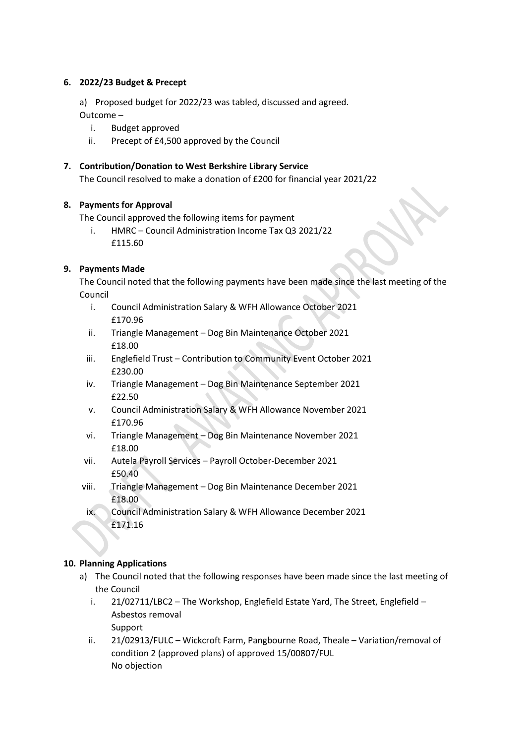**6. 2022/23 Budget & Precept**

a) Proposed budget for 2022/23 was tabled, discussed and agreed.
Outcome –

i. Budget approved
ii. Precept of £4,500 approved by the Council

**7. Contribution/Donation to West Berkshire Library Service**

The Council resolved to make a donation of £200 for financial year 2021/22

**8. Payments for Approval**

The Council approved the following items for payment

i. HMRC – Council Administration Income Tax Q3 2021/22
£115.60

**9. Payments Made**

The Council noted that the following payments have been made since the last meeting of the Council

i. Council Administration Salary & WFH Allowance October 2021
£170.96
ii. Triangle Management – Dog Bin Maintenance October 2021
£18.00
iii. Englefield Trust – Contribution to Community Event October 2021
£230.00
iv. Triangle Management – Dog Bin Maintenance September 2021
£22.50
v. Council Administration Salary & WFH Allowance November 2021
£170.96
vi. Triangle Management – Dog Bin Maintenance November 2021
£18.00
vii. Autela Payroll Services – Payroll October-December 2021
£50.40
viii. Triangle Management – Dog Bin Maintenance December 2021
£18.00
ix. Council Administration Salary & WFH Allowance December 2021
£171.16

**10. Planning Applications**

a) The Council noted that the following responses have been made since the last meeting of the Council

i. 21/02711/LBC2 – The Workshop, Englefield Estate Yard, The Street, Englefield – Asbestos removal
Support
ii. 21/02913/FULC – Wickcroft Farm, Pangbourne Road, Theale – Variation/removal of condition 2 (approved plans) of approved 15/00807/FUL
No objection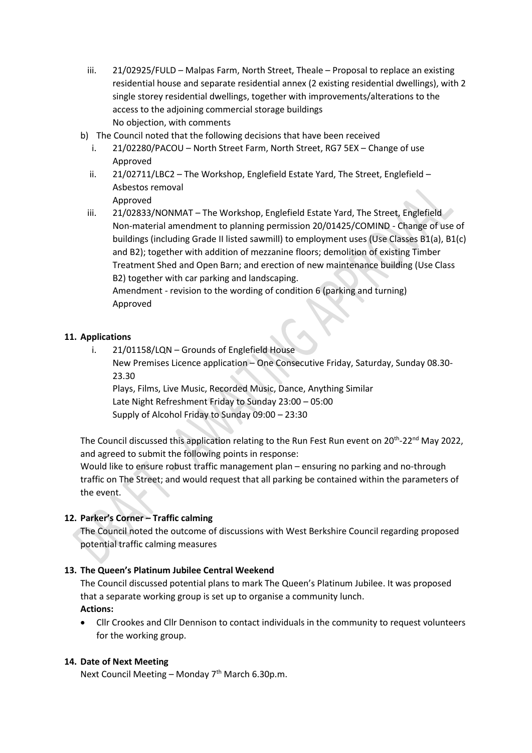iii. 21/02925/FULD – Malpas Farm, North Street, Theale – Proposal to replace an existing residential house and separate residential annex (2 existing residential dwellings), with 2 single storey residential dwellings, together with improvements/alterations to the access to the adjoining commercial storage buildings
   No objection, with comments

b) The Council noted that the following decisions that have been received
   i. 21/02280/PACOU – North Street Farm, North Street, RG7 5EX – Change of use
   Approved
   ii. 21/02711/LBC2 – The Workshop, Englefield Estate Yard, The Street, Englefield – Asbestos removal
   Approved
   iii. 21/02833/NONMAT – The Workshop, Englefield Estate Yard, The Street, Englefield Non-material amendment to planning permission 20/01425/COMIND - Change of use of buildings (including Grade II listed sawmill) to employment uses (Use Classes B1(a), B1(c) and B2); together with addition of mezzanine floors; demolition of existing Timber Treatment Shed and Open Barn; and erection of new maintenance building (Use Class B2) together with car parking and landscaping.
   Amendment - revision to the wording of condition 6 (parking and turning)
   Approved

**11. Applications**

   i. 21/01158/LQN – Grounds of Englefield House
   New Premises Licence application – One Consecutive Friday, Saturday, Sunday 08.30-23.30
   Plays, Films, Live Music, Recorded Music, Dance, Anything Similar
   Late Night Refreshment Friday to Sunday 23:00 – 05:00
   Supply of Alcohol Friday to Sunday 09:00 – 23:30

The Council discussed this application relating to the Run Fest Run event on 20th-22nd May 2022, and agreed to submit the following points in response:
Would like to ensure robust traffic management plan – ensuring no parking and no-through traffic on The Street; and would request that all parking be contained within the parameters of the event.

**12. Parker's Corner – Traffic calming**

The Council noted the outcome of discussions with West Berkshire Council regarding proposed potential traffic calming measures

**13. The Queen's Platinum Jubilee Central Weekend**

The Council discussed potential plans to mark The Queen's Platinum Jubilee. It was proposed that a separate working group is set up to organise a community lunch.
**Actions:**

- Cllr Crookes and Cllr Dennison to contact individuals in the community to request volunteers for the working group.

**14. Date of Next Meeting**

Next Council Meeting – Monday 7th March 6.30p.m.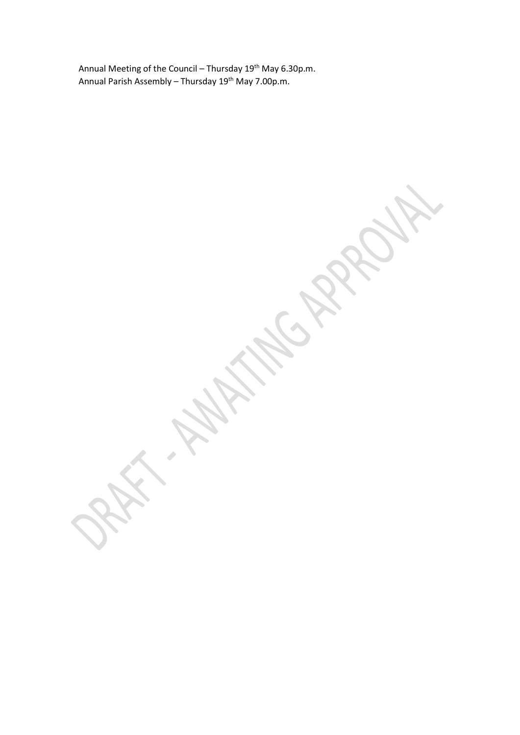Annual Meeting of the Council – Thursday 19th May 6.30p.m.
Annual Parish Assembly – Thursday 19th May 7.00p.m.

DRAFT - AWAITING APPROVAL